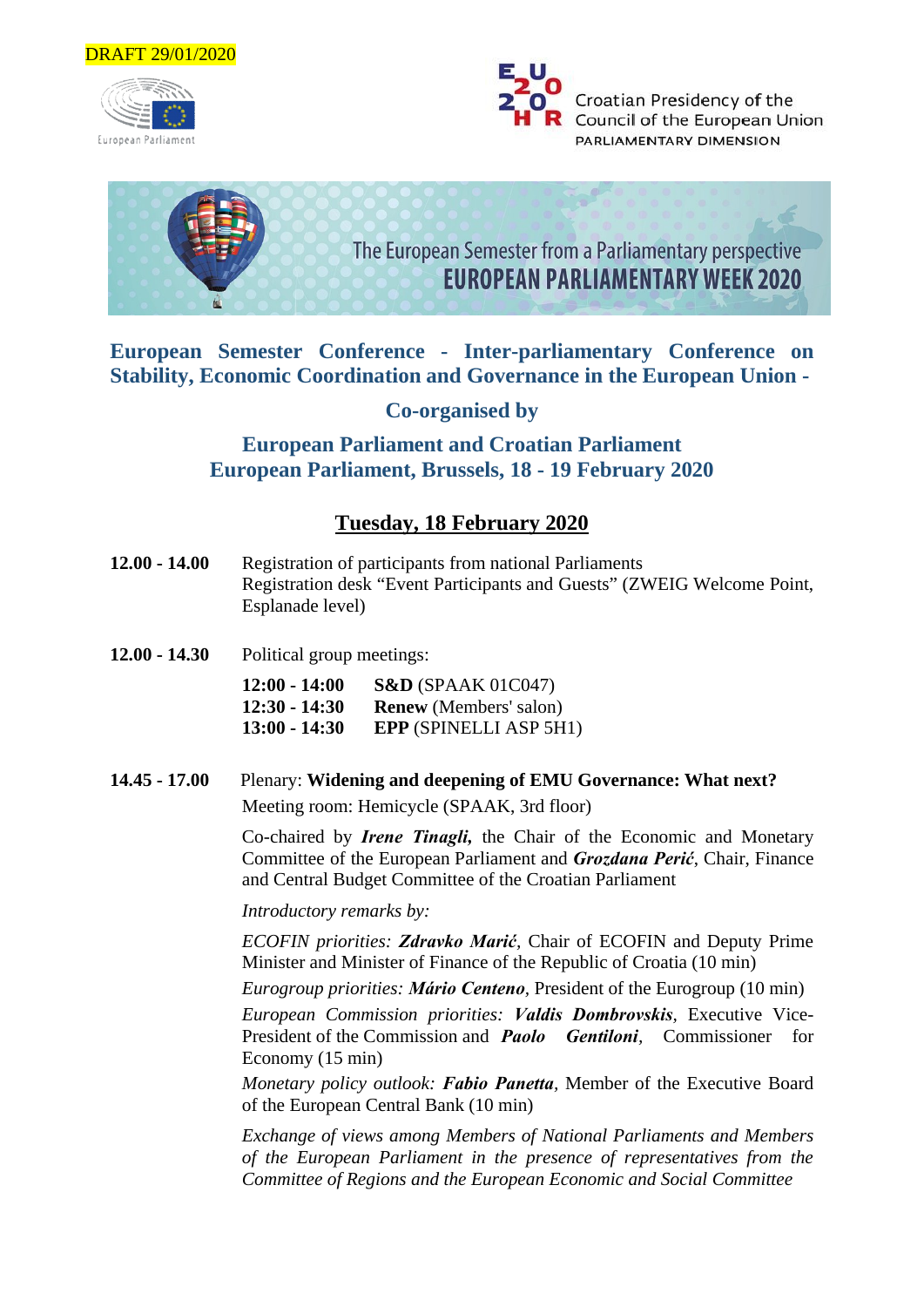DRAFT 29/01/2020

European Parliament

Croatian Presidency of the Council of the European Union
PARLIAMENTARY DIMENSION

The European Semester from a Parliamentary perspective
EUROPEAN PARLIAMENTARY WEEK 2020

## European Semester Conference - Inter-parliamentary Conference on Stability, Economic Coordination and Governance in the European Union -

### Co-organised by

### European Parliament and Croatian Parliament
### European Parliament, Brussels, 18 - 19 February 2020

## Tuesday, 18 February 2020

**12.00 - 14.00** Registration of participants from national Parliaments
Registration desk "Event Participants and Guests" (ZWEIG Welcome Point, Esplanade level)

**12.00 - 14.30** Political group meetings:

- **12:00 - 14:00** **S&D** (SPAAK 01C047)
- **12:30 - 14:30** **Renew** (Members' salon)
- **13:00 - 14:30** **EPP** (SPINELLI ASP 5H1)

**14.45 - 17.00** Plenary: **Widening and deepening of EMU Governance: What next?**
Meeting room: Hemicycle (SPAAK, 3rd floor)

Co-chaired by ***Irene Tinagli,*** the Chair of the Economic and Monetary Committee of the European Parliament and ***Grozdana Perić***, Chair, Finance and Central Budget Committee of the Croatian Parliament

*Introductory remarks by:*

*ECOFIN priorities:* ***Zdravko Marić***, Chair of ECOFIN and Deputy Prime Minister and Minister of Finance of the Republic of Croatia (10 min)

*Eurogroup priorities:* ***Mário Centeno***, President of the Eurogroup (10 min)

*European Commission priorities:* ***Valdis Dombrovskis***, Executive Vice-President of the Commission and ***Paolo Gentiloni***, Commissioner for Economy (15 min)

*Monetary policy outlook:* ***Fabio Panetta***, Member of the Executive Board of the European Central Bank (10 min)

*Exchange of views among Members of National Parliaments and Members of the European Parliament in the presence of representatives from the Committee of Regions and the European Economic and Social Committee*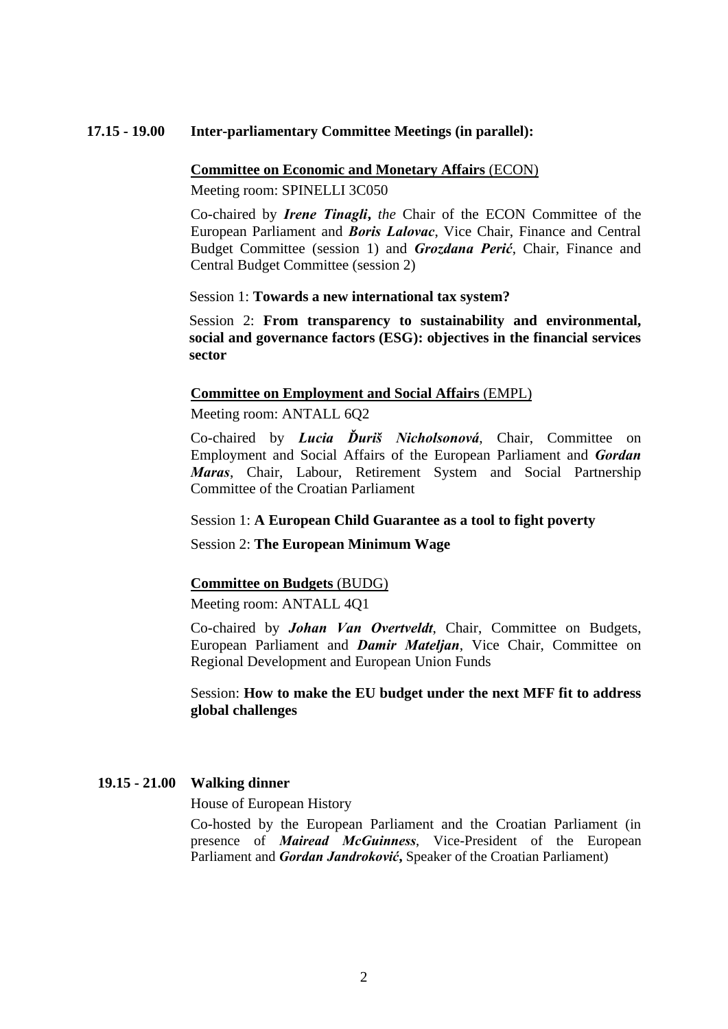**17.15 - 19.00 Inter-parliamentary Committee Meetings (in parallel):**

**Committee on Economic and Monetary Affairs** (ECON)

Meeting room: SPINELLI 3C050

Co-chaired by ***Irene Tinagli****, the* Chair of the ECON Committee of the European Parliament and ***Boris Lalovac***, Vice Chair, Finance and Central Budget Committee (session 1) and ***Grozdana Perić***, Chair, Finance and Central Budget Committee (session 2)

Session 1: **Towards a new international tax system?**

Session 2: **From transparency to sustainability and environmental, social and governance factors (ESG): objectives in the financial services sector**

**Committee on Employment and Social Affairs** (EMPL)

Meeting room: ANTALL 6Q2

Co-chaired by ***Lucia Ďuriš Nicholsonová***, Chair, Committee on Employment and Social Affairs of the European Parliament and ***Gordan Maras***, Chair, Labour, Retirement System and Social Partnership Committee of the Croatian Parliament

Session 1: **A European Child Guarantee as a tool to fight poverty**

Session 2: **The European Minimum Wage**

**Committee on Budgets** (BUDG)

Meeting room: ANTALL 4Q1

Co-chaired by ***Johan Van Overtveldt***, Chair, Committee on Budgets, European Parliament and ***Damir Mateljan***, Vice Chair, Committee on Regional Development and European Union Funds

Session: **How to make the EU budget under the next MFF fit to address global challenges**

**19.15 - 21.00 Walking dinner**

House of European History

Co-hosted by the European Parliament and the Croatian Parliament (in presence of ***Mairead McGuinness***, Vice-President of the European Parliament and ***Gordan Jandroković*****,** Speaker of the Croatian Parliament)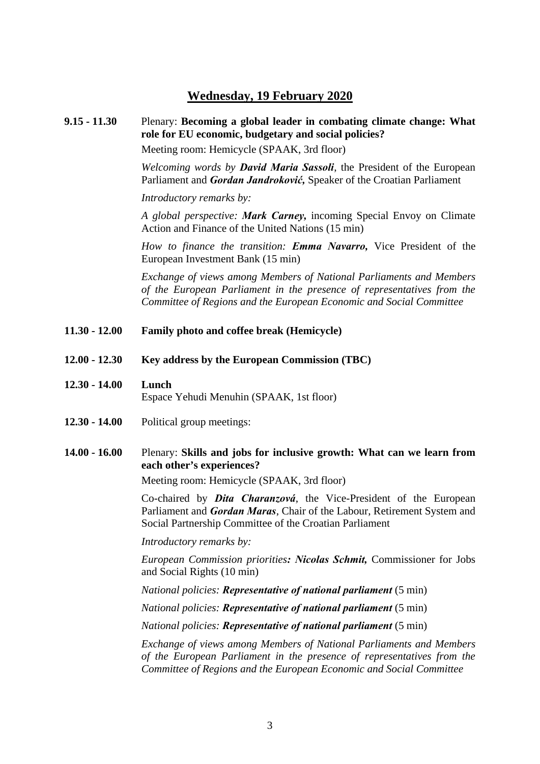## Wednesday, 19 February 2020

**9.15 - 11.30** Plenary: **Becoming a global leader in combating climate change: What role for EU economic, budgetary and social policies?**

Meeting room: Hemicycle (SPAAK, 3rd floor)

*Welcoming words by* ***David Maria Sassoli****,* the President of the European Parliament and ***Gordan Jandroković,*** Speaker of the Croatian Parliament

*Introductory remarks by:*

*A global perspective:* ***Mark Carney,*** incoming Special Envoy on Climate Action and Finance of the United Nations (15 min)

*How to finance the transition:* ***Emma Navarro,*** Vice President of the European Investment Bank (15 min)

*Exchange of views among Members of National Parliaments and Members of the European Parliament in the presence of representatives from the Committee of Regions and the European Economic and Social Committee*

**11.30 - 12.00** **Family photo and coffee break (Hemicycle)**

**12.00 - 12.30** **Key address by the European Commission (TBC)**

**12.30 - 14.00** **Lunch**

Espace Yehudi Menuhin (SPAAK, 1st floor)

**12.30 - 14.00** Political group meetings:

**14.00 - 16.00** Plenary: **Skills and jobs for inclusive growth: What can we learn from each other's experiences?**

Meeting room: Hemicycle (SPAAK, 3rd floor)

Co-chaired by ***Dita Charanzová***, the Vice-President of the European Parliament and ***Gordan Maras***, Chair of the Labour, Retirement System and Social Partnership Committee of the Croatian Parliament

*Introductory remarks by:*

*European Commission priorities****: Nicolas Schmit,*** Commissioner for Jobs and Social Rights (10 min)

*National policies:* ***Representative of national parliament*** (5 min)

*National policies:* ***Representative of national parliament*** (5 min)

*National policies:* ***Representative of national parliament*** (5 min)

*Exchange of views among Members of National Parliaments and Members of the European Parliament in the presence of representatives from the Committee of Regions and the European Economic and Social Committee*